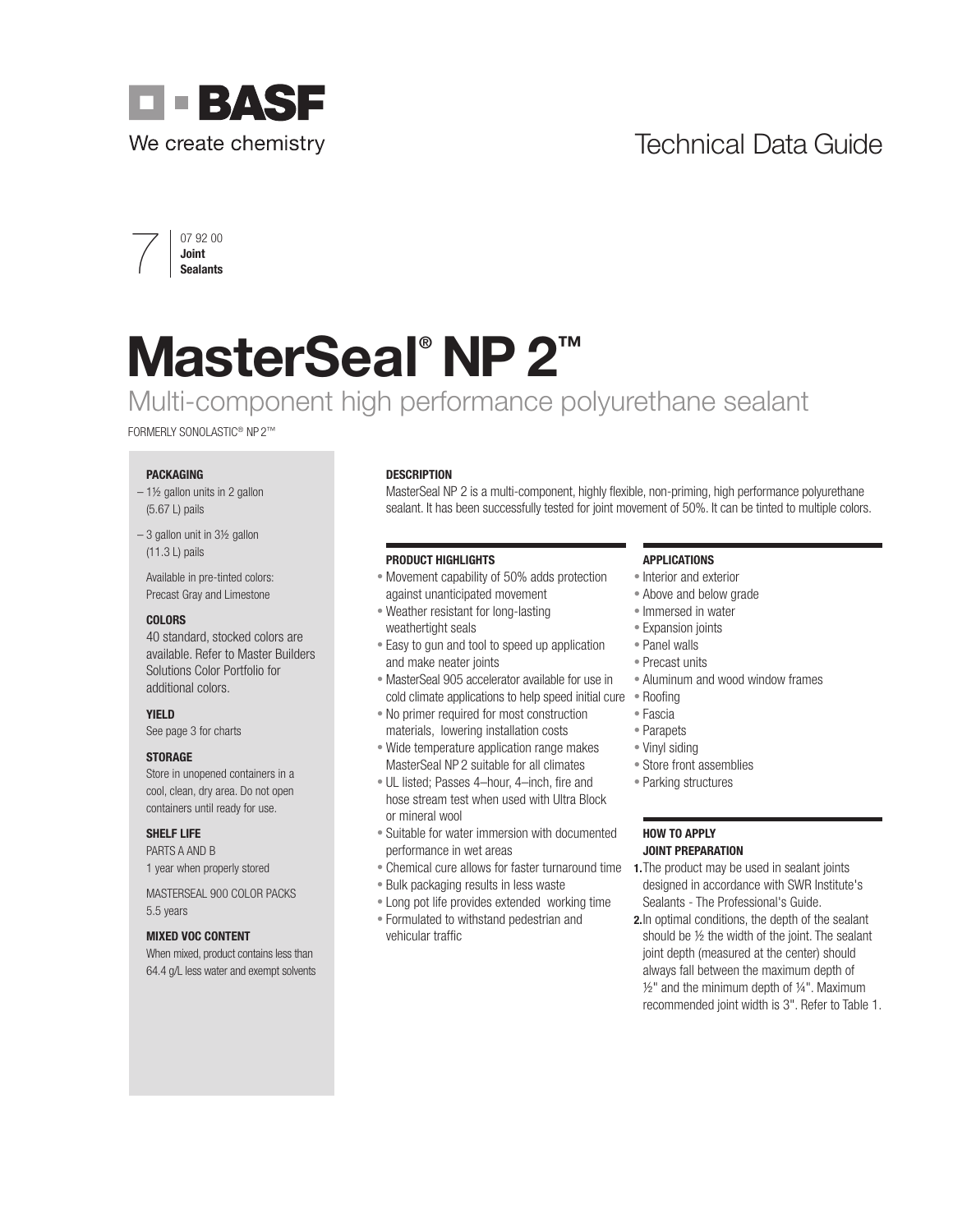BASF

We create chemistry

Technical Data Guide

7 | 07 92 00 **Joint Sealants**

# MasterSeal® NP 2™

## Multi-component high performance polyurethane sealant

FORMERLY SONOLASTIC® NP 2™

### PACKAGING

– 1½ gallon units in 2 gallon (5.67 L) pails

– 3 gallon unit in 3½ gallon (11.3 L) pails

Available in pre-tinted colors: Precast Gray and Limestone

### COLORS

40 standard, stocked colors are available. Refer to Master Builders Solutions Color Portfolio for additional colors.

### YIELD

See page 3 for charts

### STORAGE

Store in unopened containers in a cool, clean, dry area. Do not open containers until ready for use.

### SHELF LIFE

PARTS A AND B

1 year when properly stored

MASTERSEAL 900 COLOR PACKS

5.5 years

### MIXED VOC CONTENT

When mixed, product contains less than 64.4 g/L less water and exempt solvents

### DESCRIPTION

MasterSeal NP 2 is a multi-component, highly flexible, non-priming, high performance polyurethane sealant. It has been successfully tested for joint movement of 50%. It can be tinted to multiple colors.

### PRODUCT HIGHLIGHTS

- Movement capability of 50% adds protection against unanticipated movement
- Weather resistant for long-lasting weathertight seals
- Easy to gun and tool to speed up application and make neater joints
- MasterSeal 905 accelerator available for use in cold climate applications to help speed initial cure
- No primer required for most construction materials, lowering installation costs
- Wide temperature application range makes MasterSeal NP 2 suitable for all climates
- UL listed; Passes 4–hour, 4–inch, fire and hose stream test when used with Ultra Block or mineral wool
- Suitable for water immersion with documented performance in wet areas
- Chemical cure allows for faster turnaround time
- Bulk packaging results in less waste
- Long pot life provides extended working time
- Formulated to withstand pedestrian and vehicular traffic

### APPLICATIONS

- Interior and exterior
- Above and below grade
- Immersed in water
- Expansion joints
- Panel walls
- Precast units
- Aluminum and wood window frames
- Roofing
- Fascia
- Parapets
- Vinyl siding
- Store front assemblies
- Parking structures

### HOW TO APPLY

#### JOINT PREPARATION

1. The product may be used in sealant joints designed in accordance with SWR Institute's Sealants - The Professional's Guide.
2. In optimal conditions, the depth of the sealant should be ½ the width of the joint. The sealant joint depth (measured at the center) should always fall between the maximum depth of ½" and the minimum depth of ¼". Maximum recommended joint width is 3". Refer to Table 1.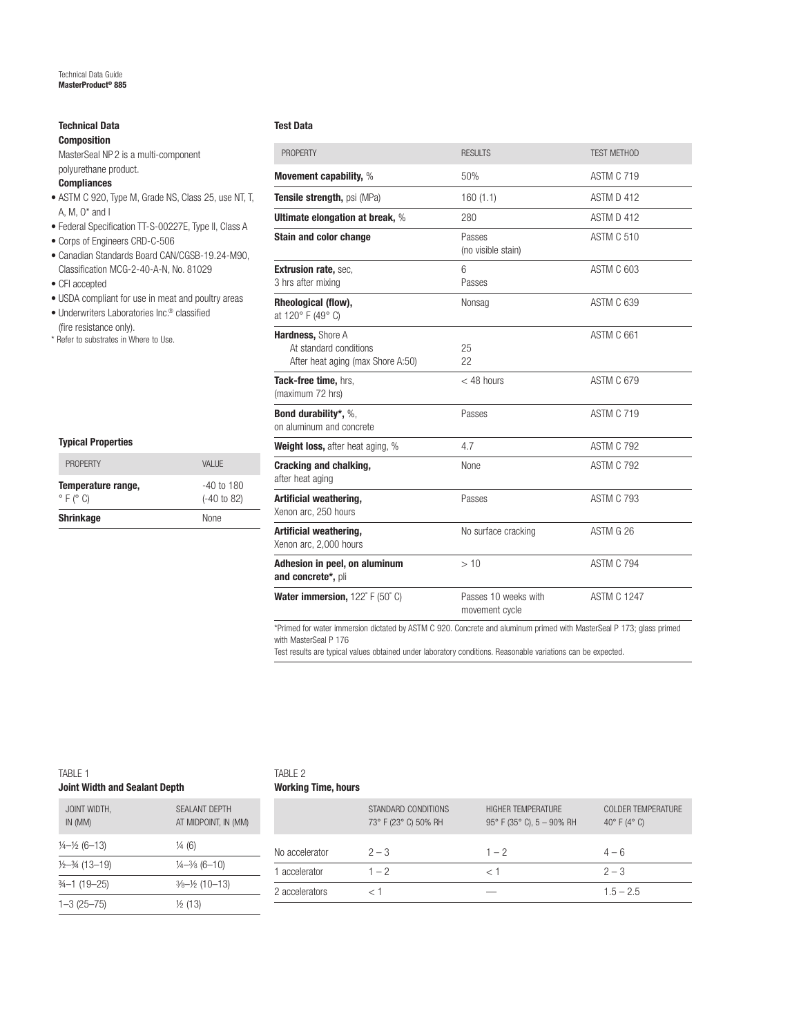## Technical Data

### Composition

MasterSeal NP 2 is a multi-component polyurethane product.

### Compliances

- ASTM C 920, Type M, Grade NS, Class 25, use NT, T, A, M, O* and I
- Federal Specification TT-S-00227E, Type II, Class A
- Corps of Engineers CRD-C-506
- Canadian Standards Board CAN/CGSB-19.24-M90, Classification MCG-2-40-A-N, No. 81029
- CFI accepted
- USDA compliant for use in meat and poultry areas
- Underwriters Laboratories Inc.® classified (fire resistance only).

\* Refer to substrates in Where to Use.

### Typical Properties

| PROPERTY | VALUE |
| --- | --- |
| **Temperature range,** ° F (° C) | -40 to 180 (-40 to 82) |
| **Shrinkage** | None |

### Test Data

| PROPERTY | RESULTS | TEST METHOD |
| --- | --- | --- |
| **Movement capability,** % | 50% | ASTM C 719 |
| **Tensile strength,** psi (MPa) | 160 (1.1) | ASTM D 412 |
| **Ultimate elongation at break,** % | 280 | ASTM D 412 |
| **Stain and color change** | Passes (no visible stain) | ASTM C 510 |
| **Extrusion rate,** sec, 3 hrs after mixing | 6 Passes | ASTM C 603 |
| **Rheological (flow),** at 120° F (49° C) | Nonsag | ASTM C 639 |
| **Hardness,** Shore A<br>At standard conditions<br>After heat aging (max Shore A:50) | <br>25<br>22 | ASTM C 661 |
| **Tack-free time,** hrs, (maximum 72 hrs) | < 48 hours | ASTM C 679 |
| **Bond durability*,** %, on aluminum and concrete | Passes | ASTM C 719 |
| **Weight loss,** after heat aging, % | 4.7 | ASTM C 792 |
| **Cracking and chalking,** after heat aging | None | ASTM C 792 |
| **Artificial weathering,** Xenon arc, 250 hours | Passes | ASTM C 793 |
| **Artificial weathering,** Xenon arc, 2,000 hours | No surface cracking | ASTM G 26 |
| **Adhesion in peel, on aluminum and concrete*,** pli | > 10 | ASTM C 794 |
| **Water immersion,** 122° F (50° C) | Passes 10 weeks with movement cycle | ASTM C 1247 |

\*Primed for water immersion dictated by ASTM C 920. Concrete and aluminum primed with MasterSeal P 173; glass primed with MasterSeal P 176

Test results are typical values obtained under laboratory conditions. Reasonable variations can be expected.

TABLE 1
**Joint Width and Sealant Depth**

| JOINT WIDTH, IN (MM) | SEALANT DEPTH AT MIDPOINT, IN (MM) |
| --- | --- |
| ¼–½ (6–13) | ¼ (6) |
| ½–¾ (13–19) | ¼–⅜ (6–10) |
| ¾–1 (19–25) | ⅜–½ (10–13) |
| 1–3 (25–75) | ½ (13) |

TABLE 2
**Working Time, hours**

| | STANDARD CONDITIONS 73° F (23° C) 50% RH | HIGHER TEMPERATURE 95° F (35° C), 5 – 90% RH | COLDER TEMPERATURE 40° F (4° C) |
| --- | --- | --- | --- |
| No accelerator | 2 – 3 | 1 – 2 | 4 – 6 |
| 1 accelerator | 1 – 2 | < 1 | 2 – 3 |
| 2 accelerators | < 1 | — | 1.5 – 2.5 |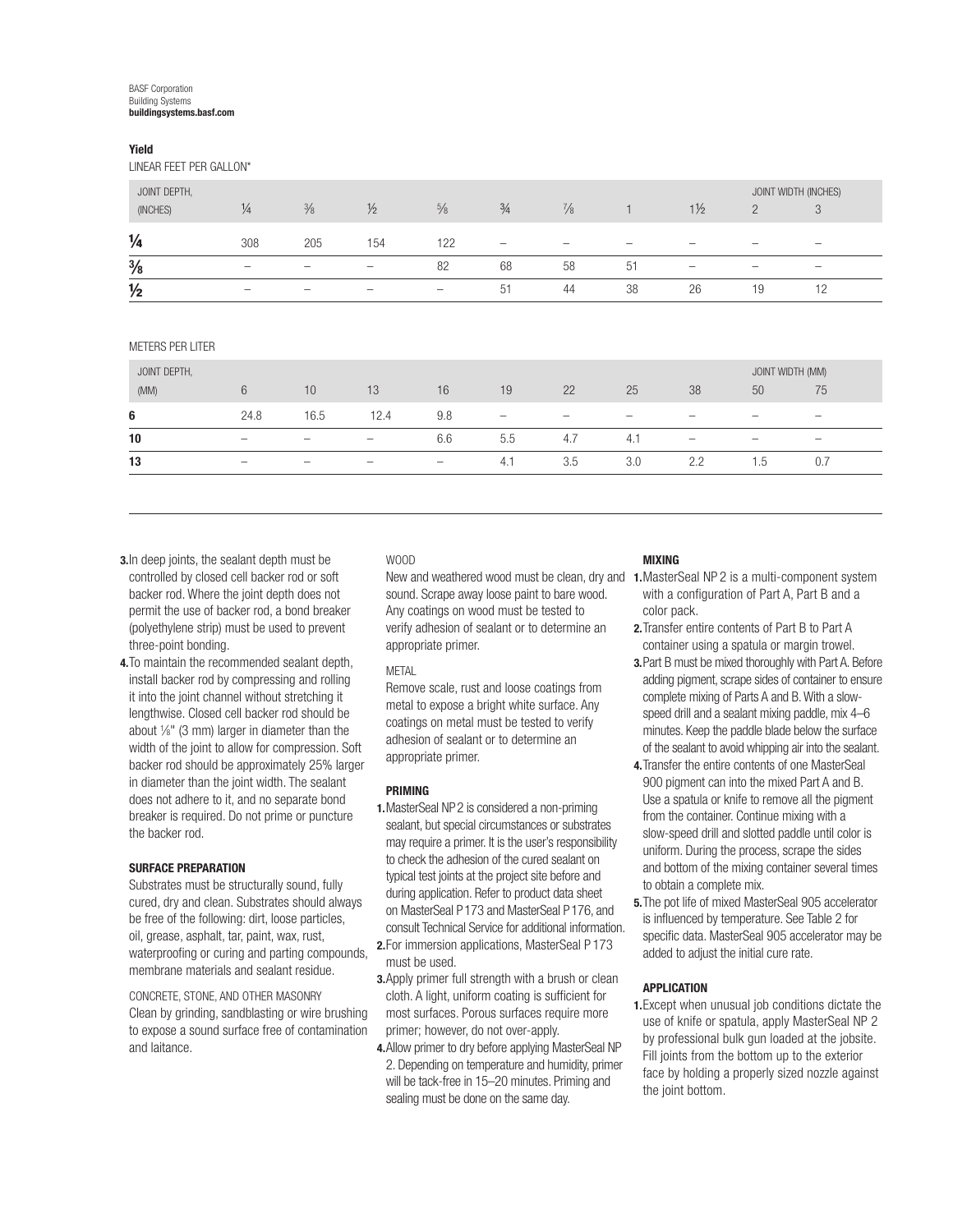### Yield

LINEAR FEET PER GALLON*

| JOINT DEPTH, (INCHES) | ¼ | ⅜ | ½ | ⅝ | ¾ | ⅞ | 1 | 1½ | 2 | 3 |
|---|---|---|---|---|---|---|---|---|---|---|
| | | | | | | | | | JOINT WIDTH (INCHES) | |
| **¼** | 308 | 205 | 154 | 122 | – | – | – | – | – | – |
| **⅜** | – | – | – | 82 | 68 | 58 | 51 | – | – | – |
| **½** | – | – | – | – | 51 | 44 | 38 | 26 | 19 | 12 |

METERS PER LITER

| JOINT DEPTH, (MM) | 6 | 10 | 13 | 16 | 19 | 22 | 25 | 38 | 50 | 75 |
|---|---|---|---|---|---|---|---|---|---|---|
| | | | | | | | | | JOINT WIDTH (MM) | |
| **6** | 24.8 | 16.5 | 12.4 | 9.8 | – | – | – | – | – | – |
| **10** | – | – | – | 6.6 | 5.5 | 4.7 | 4.1 | – | – | – |
| **13** | – | – | – | – | 4.1 | 3.5 | 3.0 | 2.2 | 1.5 | 0.7 |

3. In deep joints, the sealant depth must be controlled by closed cell backer rod or soft backer rod. Where the joint depth does not permit the use of backer rod, a bond breaker (polyethylene strip) must be used to prevent three-point bonding.
4. To maintain the recommended sealant depth, install backer rod by compressing and rolling it into the joint channel without stretching it lengthwise. Closed cell backer rod should be about ⅛" (3 mm) larger in diameter than the width of the joint to allow for compression. Soft backer rod should be approximately 25% larger in diameter than the joint width. The sealant does not adhere to it, and no separate bond breaker is required. Do not prime or puncture the backer rod.

#### SURFACE PREPARATION

Substrates must be structurally sound, fully cured, dry and clean. Substrates should always be free of the following: dirt, loose particles, oil, grease, asphalt, tar, paint, wax, rust, waterproofing or curing and parting compounds, membrane materials and sealant residue.

CONCRETE, STONE, AND OTHER MASONRY

Clean by grinding, sandblasting or wire brushing to expose a sound surface free of contamination and laitance.

WOOD

New and weathered wood must be clean, dry and sound. Scrape away loose paint to bare wood. Any coatings on wood must be tested to verify adhesion of sealant or to determine an appropriate primer.

METAL

Remove scale, rust and loose coatings from metal to expose a bright white surface. Any coatings on metal must be tested to verify adhesion of sealant or to determine an appropriate primer.

#### PRIMING

1. MasterSeal NP 2 is considered a non-priming sealant, but special circumstances or substrates may require a primer. It is the user's responsibility to check the adhesion of the cured sealant on typical test joints at the project site before and during application. Refer to product data sheet on MasterSeal P 173 and MasterSeal P 176, and consult Technical Service for additional information.
2. For immersion applications, MasterSeal P 173 must be used.
3. Apply primer full strength with a brush or clean cloth. A light, uniform coating is sufficient for most surfaces. Porous surfaces require more primer; however, do not over-apply.
4. Allow primer to dry before applying MasterSeal NP 2. Depending on temperature and humidity, primer will be tack-free in 15–20 minutes. Priming and sealing must be done on the same day.

#### MIXING

1. MasterSeal NP 2 is a multi-component system with a configuration of Part A, Part B and a color pack.
2. Transfer entire contents of Part B to Part A container using a spatula or margin trowel.
3. Part B must be mixed thoroughly with Part A. Before adding pigment, scrape sides of container to ensure complete mixing of Parts A and B. With a slow-speed drill and a sealant mixing paddle, mix 4–6 minutes. Keep the paddle blade below the surface of the sealant to avoid whipping air into the sealant.
4. Transfer the entire contents of one MasterSeal 900 pigment can into the mixed Part A and B. Use a spatula or knife to remove all the pigment from the container. Continue mixing with a slow-speed drill and slotted paddle until color is uniform. During the process, scrape the sides and bottom of the mixing container several times to obtain a complete mix.
5. The pot life of mixed MasterSeal 905 accelerator is influenced by temperature. See Table 2 for specific data. MasterSeal 905 accelerator may be added to adjust the initial cure rate.

#### APPLICATION

1. Except when unusual job conditions dictate the use of knife or spatula, apply MasterSeal NP 2 by professional bulk gun loaded at the jobsite. Fill joints from the bottom up to the exterior face by holding a properly sized nozzle against the joint bottom.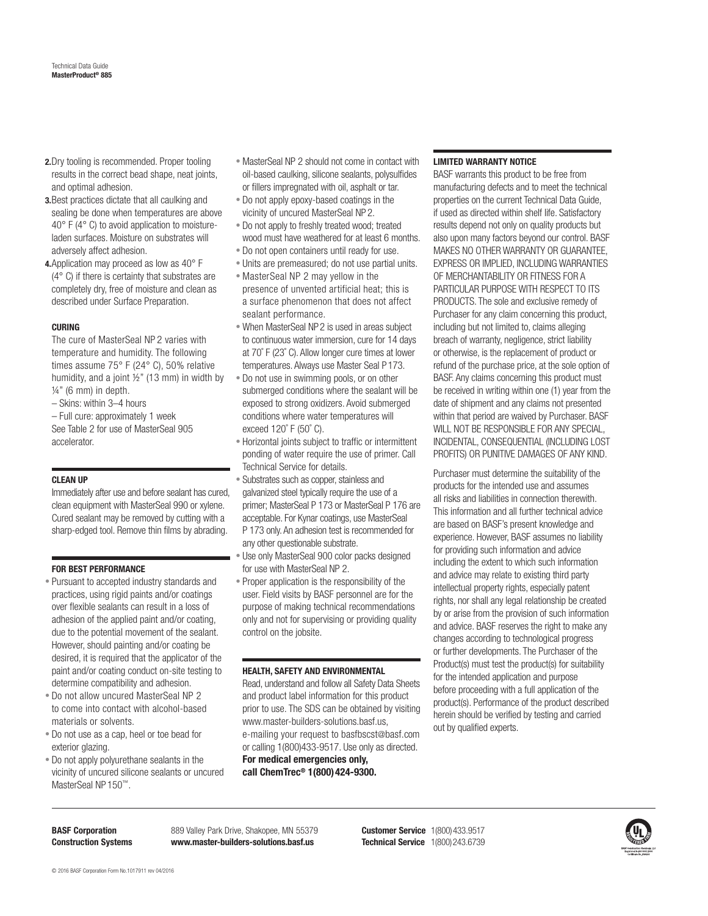2. Dry tooling is recommended. Proper tooling results in the correct bead shape, neat joints, and optimal adhesion.
3. Best practices dictate that all caulking and sealing be done when temperatures are above 40° F (4° C) to avoid application to moisture-laden surfaces. Moisture on substrates will adversely affect adhesion.
4. Application may proceed as low as 40° F (4° C) if there is certainty that substrates are completely dry, free of moisture and clean as described under Surface Preparation.

**CURING**

The cure of MasterSeal NP 2 varies with temperature and humidity. The following times assume 75° F (24° C), 50% relative humidity, and a joint ½" (13 mm) in width by ¼" (6 mm) in depth.

– Skins: within 3–4 hours

– Full cure: approximately 1 week

See Table 2 for use of MasterSeal 905 accelerator.

**CLEAN UP**

Immediately after use and before sealant has cured, clean equipment with MasterSeal 990 or xylene. Cured sealant may be removed by cutting with a sharp-edged tool. Remove thin films by abrading.

**FOR BEST PERFORMANCE**

- Pursuant to accepted industry standards and practices, using rigid paints and/or coatings over flexible sealants can result in a loss of adhesion of the applied paint and/or coating, due to the potential movement of the sealant. However, should painting and/or coating be desired, it is required that the applicator of the paint and/or coating conduct on-site testing to determine compatibility and adhesion.
- Do not allow uncured MasterSeal NP 2 to come into contact with alcohol-based materials or solvents.
- Do not use as a cap, heel or toe bead for exterior glazing.
- Do not apply polyurethane sealants in the vicinity of uncured silicone sealants or uncured MasterSeal NP 150™.
- MasterSeal NP 2 should not come in contact with oil-based caulking, silicone sealants, polysulfides or fillers impregnated with oil, asphalt or tar.
- Do not apply epoxy-based coatings in the vicinity of uncured MasterSeal NP 2.
- Do not apply to freshly treated wood; treated wood must have weathered for at least 6 months.
- Do not open containers until ready for use.
- Units are premeasured; do not use partial units.
- MasterSeal NP 2 may yellow in the presence of unvented artificial heat; this is a surface phenomenon that does not affect sealant performance.
- When MasterSeal NP 2 is used in areas subject to continuous water immersion, cure for 14 days at 70˚ F (23˚ C). Allow longer cure times at lower temperatures. Always use Master Seal P 173.
- Do not use in swimming pools, or on other submerged conditions where the sealant will be exposed to strong oxidizers. Avoid submerged conditions where water temperatures will exceed 120˚ F (50˚ C).
- Horizontal joints subject to traffic or intermittent ponding of water require the use of primer. Call Technical Service for details.
- Substrates such as copper, stainless and galvanized steel typically require the use of a primer; MasterSeal P 173 or MasterSeal P 176 are acceptable. For Kynar coatings, use MasterSeal P 173 only. An adhesion test is recommended for any other questionable substrate.
- Use only MasterSeal 900 color packs designed for use with MasterSeal NP 2.
- Proper application is the responsibility of the user. Field visits by BASF personnel are for the purpose of making technical recommendations only and not for supervising or providing quality control on the jobsite.

**HEALTH, SAFETY AND ENVIRONMENTAL**

Read, understand and follow all Safety Data Sheets and product label information for this product prior to use. The SDS can be obtained by visiting www.master-builders-solutions.basf.us, e-mailing your request to basfbscst@basf.com or calling 1(800)433-9517. Use only as directed.

**For medical emergencies only, call ChemTrec® 1(800) 424-9300.**

**LIMITED WARRANTY NOTICE**

BASF warrants this product to be free from manufacturing defects and to meet the technical properties on the current Technical Data Guide, if used as directed within shelf life. Satisfactory results depend not only on quality products but also upon many factors beyond our control. BASF MAKES NO OTHER WARRANTY OR GUARANTEE, EXPRESS OR IMPLIED, INCLUDING WARRANTIES OF MERCHANTABILITY OR FITNESS FOR A PARTICULAR PURPOSE WITH RESPECT TO ITS PRODUCTS. The sole and exclusive remedy of Purchaser for any claim concerning this product, including but not limited to, claims alleging breach of warranty, negligence, strict liability or otherwise, is the replacement of product or refund of the purchase price, at the sole option of BASF. Any claims concerning this product must be received in writing within one (1) year from the date of shipment and any claims not presented within that period are waived by Purchaser. BASF WILL NOT BE RESPONSIBLE FOR ANY SPECIAL, INCIDENTAL, CONSEQUENTIAL (INCLUDING LOST PROFITS) OR PUNITIVE DAMAGES OF ANY KIND.

Purchaser must determine the suitability of the products for the intended use and assumes all risks and liabilities in connection therewith. This information and all further technical advice are based on BASF's present knowledge and experience. However, BASF assumes no liability for providing such information and advice including the extent to which such information and advice may relate to existing third party intellectual property rights, especially patent rights, nor shall any legal relationship be created by or arise from the provision of such information and advice. BASF reserves the right to make any changes according to technological progress or further developments. The Purchaser of the Product(s) must test the product(s) for suitability for the intended application and purpose before proceeding with a full application of the product(s). Performance of the product described herein should be verified by testing and carried out by qualified experts.

**BASF Corporation**
**Construction Systems**

889 Valley Park Drive, Shakopee, MN 55379
**www.master-builders-solutions.basf.us**

**Customer Service** 1(800) 433.9517
**Technical Service** 1(800) 243.6739

© 2016 BASF Corporation Form No.1017911 rev 04/2016